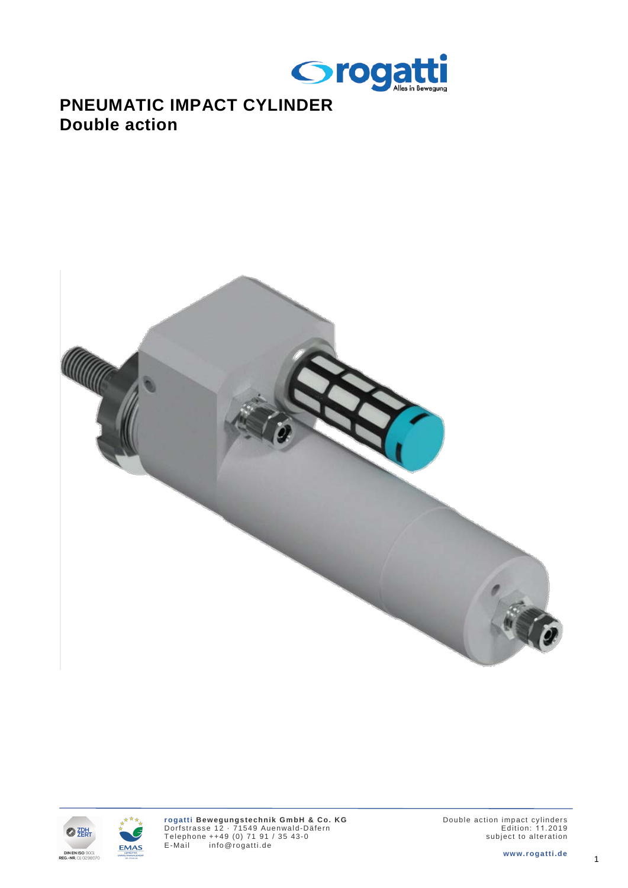# PNEUMATIC IMPACT CYLINDER
## Double action

**rogatti Bewegungstechnik GmbH & Co. KG**
Dorfstrasse 12 · 71549 Auenwald-Däfern
Telephone ++49 (0) 71 91 / 35 43-0
E-Mail info@rogatti.de

Double action impact cylinders
Edition: 11.2019
subject to alteration

www.rogatti.de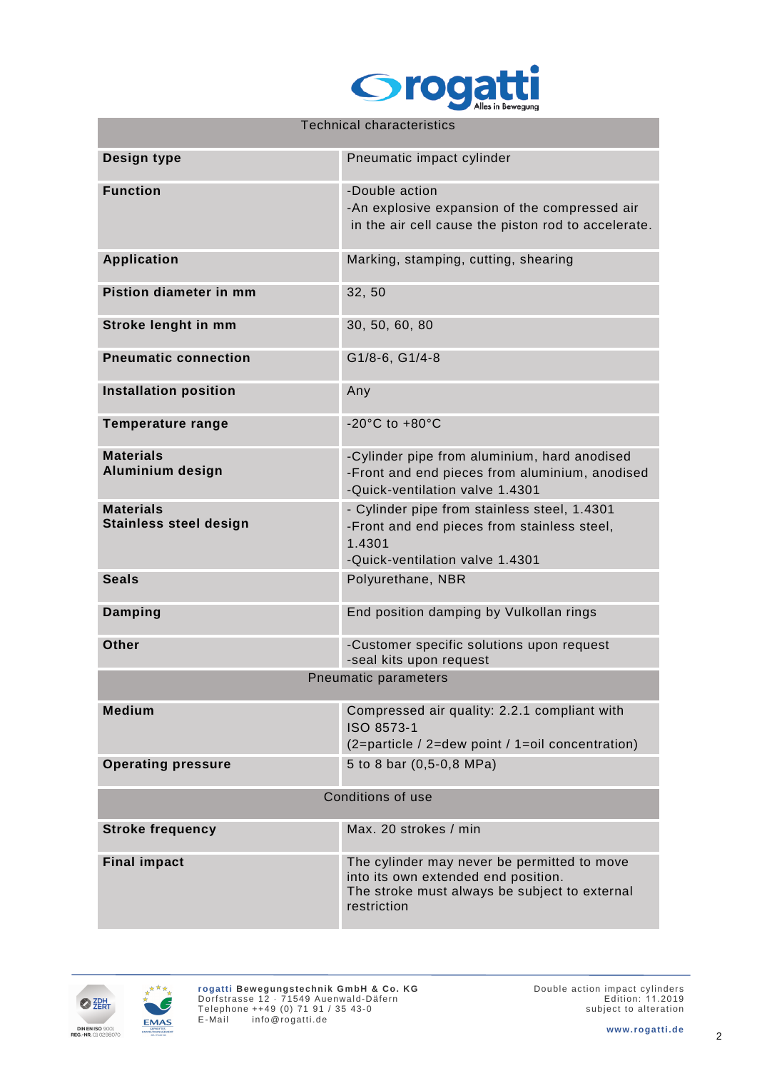| Technical characteristics | |
|---|---|
| **Design type** | Pneumatic impact cylinder |
| **Function** | -Double action<br>-An explosive expansion of the compressed air in the air cell cause the piston rod to accelerate. |
| **Application** | Marking, stamping, cutting, shearing |
| **Pistion diameter in mm** | 32, 50 |
| **Stroke lenght in mm** | 30, 50, 60, 80 |
| **Pneumatic connection** | G1/8-6, G1/4-8 |
| **Installation position** | Any |
| **Temperature range** | -20°C to +80°C |
| **Materials**<br>**Aluminium design** | -Cylinder pipe from aluminium, hard anodised<br>-Front and end pieces from aluminium, anodised<br>-Quick-ventilation valve 1.4301 |
| **Materials**<br>**Stainless steel design** | - Cylinder pipe from stainless steel, 1.4301<br>-Front and end pieces from stainless steel, 1.4301<br>-Quick-ventilation valve 1.4301 |
| **Seals** | Polyurethane, NBR |
| **Damping** | End position damping by Vulkollan rings |
| **Other** | -Customer specific solutions upon request<br>-seal kits upon request |
| **Pneumatic parameters** | |
| **Medium** | Compressed air quality: 2.2.1 compliant with ISO 8573-1<br>(2=particle / 2=dew point / 1=oil concentration) |
| **Operating pressure** | 5 to 8 bar (0,5-0,8 MPa) |
| **Conditions of use** | |
| **Stroke frequency** | Max. 20 strokes / min |
| **Final impact** | The cylinder may never be permitted to move into its own extended end position.<br>The stroke must always be subject to external restriction |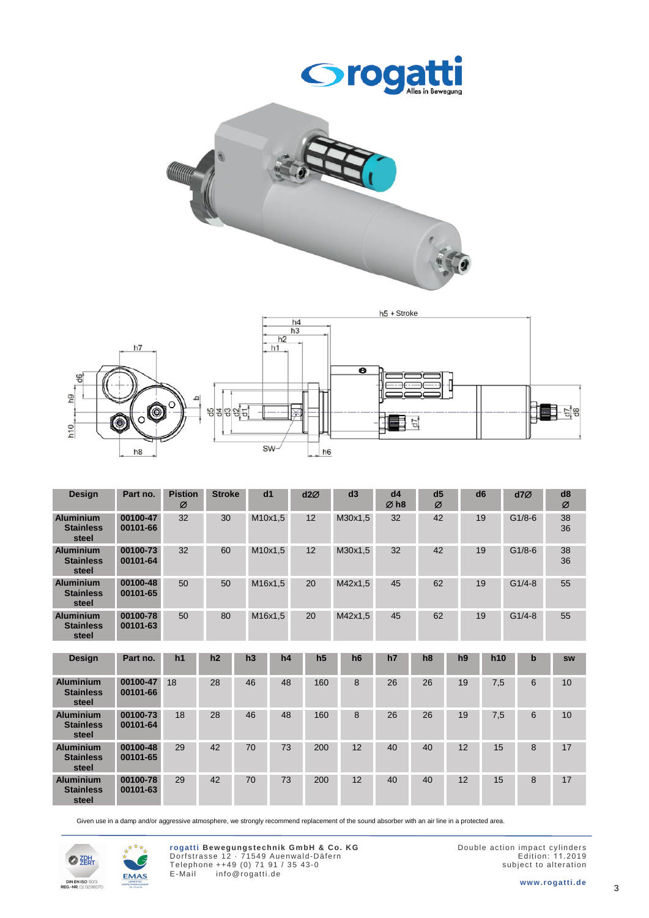| Design | Part no. | Pistion Ø | Stroke | d1 | d2Ø | d3 | d4 Ø h8 | d5 Ø | d6 | d7Ø | d8 Ø |
|---|---|---|---|---|---|---|---|---|---|---|---|
| **Aluminium Stainless steel** | **00100-47 00101-66** | 32 | 30 | M10x1,5 | 12 | M30x1,5 | 32 | 42 | 19 | G1/8-6 | 38 36 |
| **Aluminium Stainless steel** | **00100-73 00101-64** | 32 | 60 | M10x1,5 | 12 | M30x1,5 | 32 | 42 | 19 | G1/8-6 | 38 36 |
| **Aluminium Stainless steel** | **00100-48 00101-65** | 50 | 50 | M16x1,5 | 20 | M42x1,5 | 45 | 62 | 19 | G1/4-8 | 55 |
| **Aluminium Stainless steel** | **00100-78 00101-63** | 50 | 80 | M16x1,5 | 20 | M42x1,5 | 45 | 62 | 19 | G1/4-8 | 55 |

| Design | Part no. | h1 | h2 | h3 | h4 | h5 | h6 | h7 | h8 | h9 | h10 | b | sw |
|---|---|---|---|---|---|---|---|---|---|---|---|---|---|
| **Aluminium Stainless steel** | **00100-47 00101-66** | 18 | 28 | 46 | 48 | 160 | 8 | 26 | 26 | 19 | 7,5 | 6 | 10 |
| **Aluminium Stainless steel** | **00100-73 00101-64** | 18 | 28 | 46 | 48 | 160 | 8 | 26 | 26 | 19 | 7,5 | 6 | 10 |
| **Aluminium Stainless steel** | **00100-48 00101-65** | 29 | 42 | 70 | 73 | 200 | 12 | 40 | 40 | 12 | 15 | 8 | 17 |
| **Aluminium Stainless steel** | **00100-78 00101-63** | 29 | 42 | 70 | 73 | 200 | 12 | 40 | 40 | 12 | 15 | 8 | 17 |

Given use in a damp and/or aggressive atmosphere, we strongly recommend replacement of the sound absorber with an air line in a protected area.

**rogatti Bewegungstechnik GmbH & Co. KG**
Dorfstrasse 12 · 71549 Auenwald-Däfern
Telephone ++49 (0) 71 91 / 35 43-0
E-Mail info@rogatti.de

Double action impact cylinders
Edition: 11.2019
subject to alteration

**www.rogatti.de**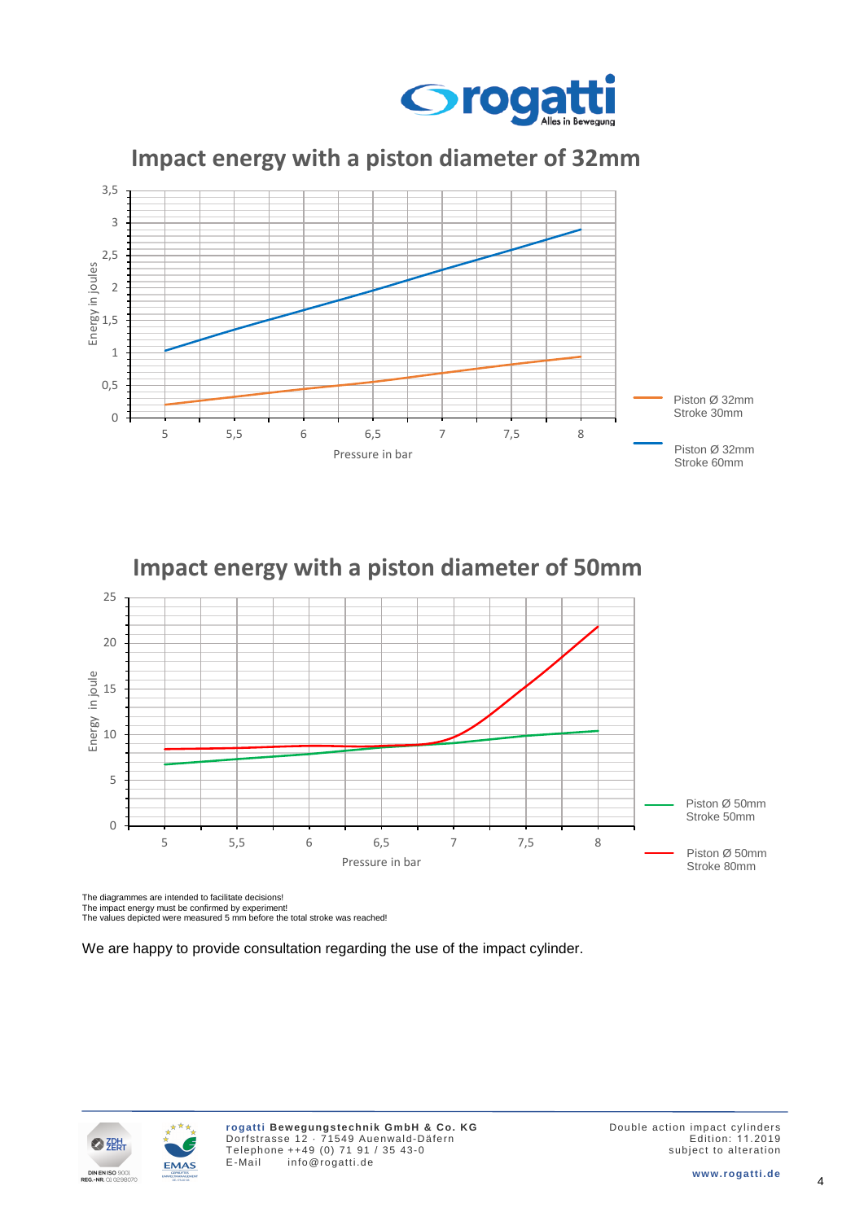## Impact energy with a piston diameter of 32mm

Energy in joules

3,5
3
2,5
2
1,5
1
0,5
0

5 5,5 6 6,5 7 7,5 8

Pressure in bar

Piston Ø 32mm Stroke 30mm

Piston Ø 32mm Stroke 60mm

## Impact energy with a piston diameter of 50mm

Energy in joule

25
20
15
10
5
0

5 5,5 6 6,5 7 7,5 8

Pressure in bar

Piston Ø 50mm Stroke 50mm

Piston Ø 50mm Stroke 80mm

The diagrammes are intended to facilitate decisions!
The impact energy must be confirmed by experiment!
The values depicted were measured 5 mm before the total stroke was reached!

We are happy to provide consultation regarding the use of the impact cylinder.

**rogatti Bewegungstechnik GmbH & Co. KG**
Dorfstrasse 12 · 71549 Auenwald-Däfern
Telephone ++49 (0) 71 91 / 35 43-0
E-Mail info@rogatti.de

Double action impact cylinders
Edition: 11.2019
subject to alteration

www.rogatti.de